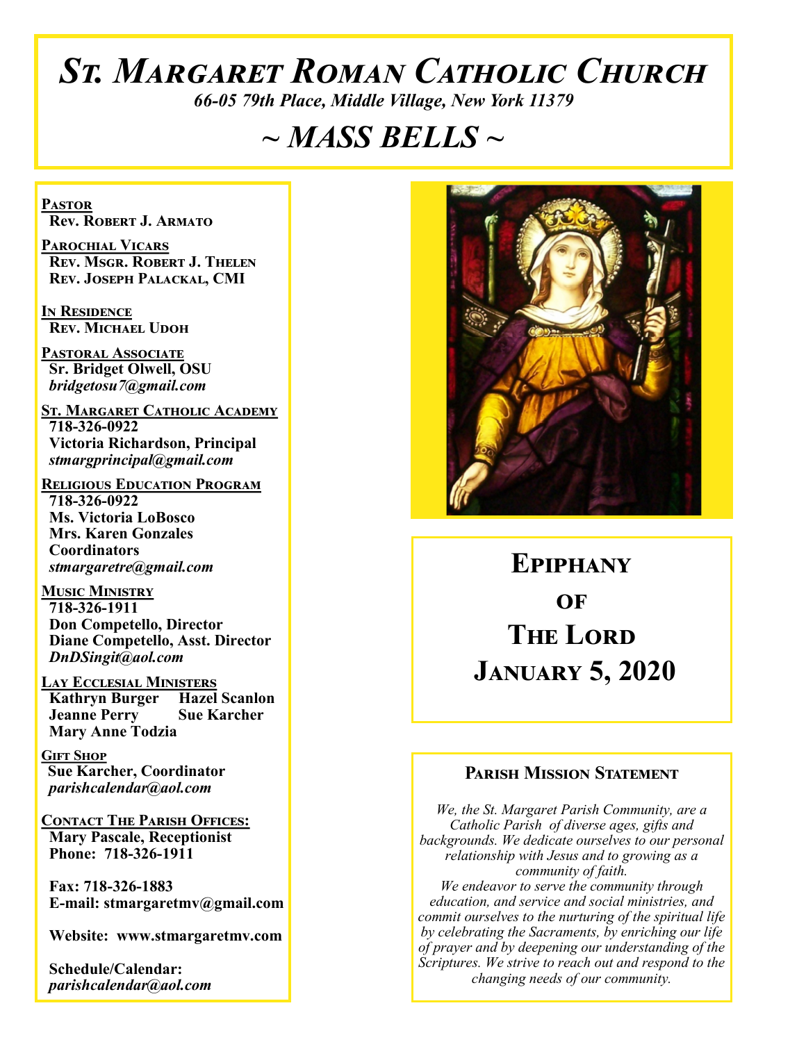# St. Margaret Roman Catholic Church

*66-05 79th Place, Middle Village, New York 11379*

## ~ MASS BELLS ~

**Pastor**
**Rev. Robert J. Armato**

**Parochial Vicars**
**Rev. Msgr. Robert J. Thelen**
**Rev. Joseph Palackal, CMI**

**In Residence**
**Rev. Michael Udoh**

**Pastoral Associate**
**Sr. Bridget Olwell, OSU**
*bridgetosu7@gmail.com*

**St. Margaret Catholic Academy**
**718-326-0922**
**Victoria Richardson, Principal**
*stmargprincipal@gmail.com*

**Religious Education Program**
**718-326-0922**
**Ms. Victoria LoBosco**
**Mrs. Karen Gonzales**
**Coordinators**
*stmargaretre@gmail.com*

**Music Ministry**
**718-326-1911**
**Don Competello, Director**
**Diane Competello, Asst. Director**
*DnDSingit@aol.com*

**Lay Ecclesial Ministers**
**Kathryn Burger**
**Hazel Scanlon**
**Jeanne Perry**
**Sue Karcher**
**Mary Anne Todzia**

**Gift Shop**
**Sue Karcher, Coordinator**
*parishcalendar@aol.com*

**Contact The Parish Offices:**
**Mary Pascale, Receptionist**
**Phone: 718-326-1911**

**Fax: 718-326-1883**
**E-mail: stmargaretmv@gmail.com**

**Website: www.stmargaretmv.com**

**Schedule/Calendar:**
*parishcalendar@aol.com*

## Epiphany of The Lord
## January 5, 2020

### Parish Mission Statement

*We, the St. Margaret Parish Community, are a Catholic Parish of diverse ages, gifts and backgrounds. We dedicate ourselves to our personal relationship with Jesus and to growing as a community of faith.*
*We endeavor to serve the community through education, and service and social ministries, and commit ourselves to the nurturing of the spiritual life by celebrating the Sacraments, by enriching our life of prayer and by deepening our understanding of the Scriptures. We strive to reach out and respond to the changing needs of our community.*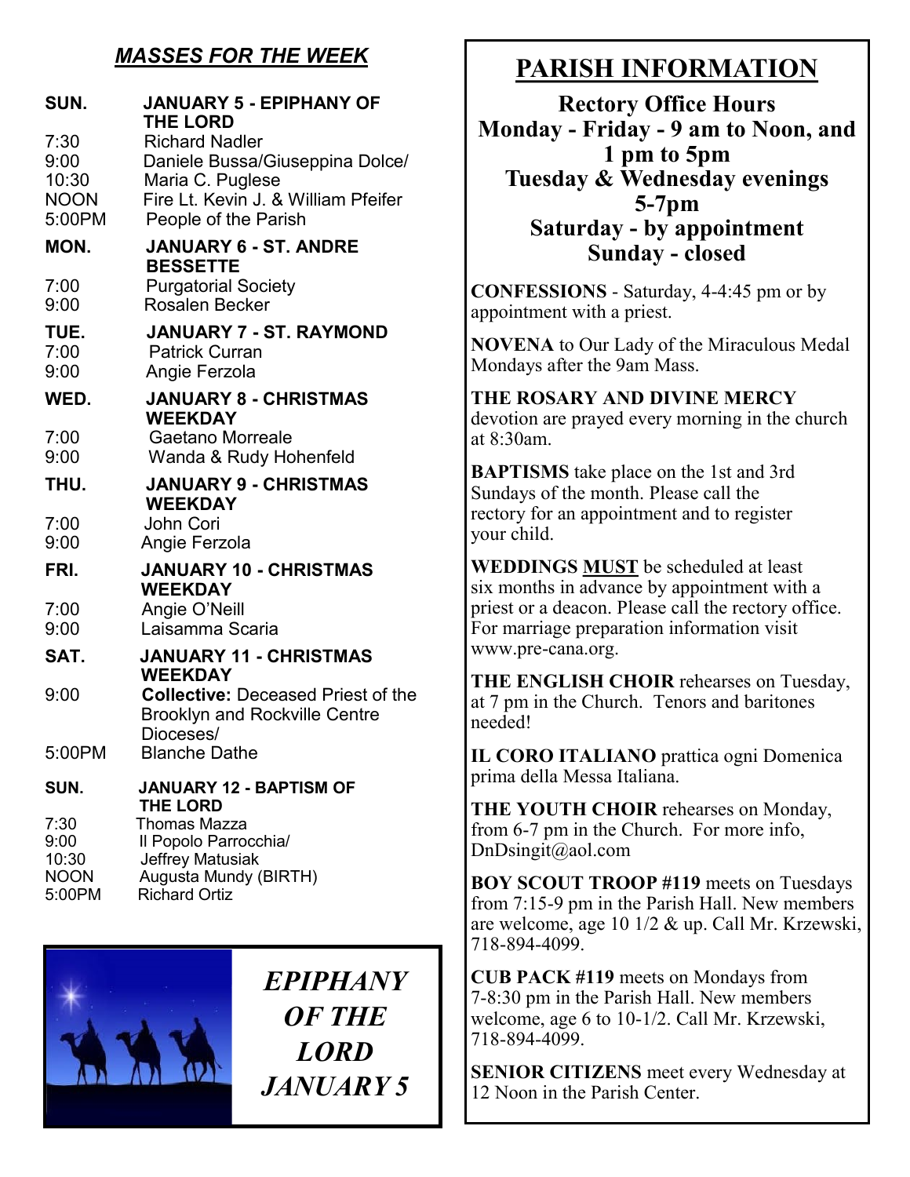## *MASSES FOR THE WEEK*

**SUN. JANUARY 5 - EPIPHANY OF THE LORD**

| | |
|---|---|
| 7:30 | Richard Nadler |
| 9:00 | Daniele Bussa/Giuseppina Dolce/ |
| 10:30 | Maria C. Puglese |
| NOON | Fire Lt. Kevin J. & William Pfeifer |
| 5:00PM | People of the Parish |

**MON. JANUARY 6 - ST. ANDRE BESSETTE**

| | |
|---|---|
| 7:00 | Purgatorial Society |
| 9:00 | Rosalen Becker |

**TUE. JANUARY 7 - ST. RAYMOND**

| | |
|---|---|
| 7:00 | Patrick Curran |
| 9:00 | Angie Ferzola |

**WED. JANUARY 8 - CHRISTMAS WEEKDAY**

| | |
|---|---|
| 7:00 | Gaetano Morreale |
| 9:00 | Wanda & Rudy Hohenfeld |

**THU. JANUARY 9 - CHRISTMAS WEEKDAY**

| | |
|---|---|
| 7:00 | John Cori |
| 9:00 | Angie Ferzola |

**FRI. JANUARY 10 - CHRISTMAS WEEKDAY**

| | |
|---|---|
| 7:00 | Angie O'Neill |
| 9:00 | Laisamma Scaria |

**SAT. JANUARY 11 - CHRISTMAS WEEKDAY**

| | |
|---|---|
| 9:00 | **Collective:** Deceased Priest of the Brooklyn and Rockville Centre Dioceses/ |
| 5:00PM | Blanche Dathe |

**SUN. JANUARY 12 - BAPTISM OF THE LORD**

| | |
|---|---|
| 7:30 | Thomas Mazza |
| 9:00 | Il Popolo Parrocchia/ |
| 10:30 | Jeffrey Matusiak |
| NOON | Augusta Mundy (BIRTH) |
| 5:00PM | Richard Ortiz |

***EPIPHANY OF THE LORD JANUARY 5***

# PARISH INFORMATION

**Rectory Office Hours**
**Monday - Friday - 9 am to Noon, and 1 pm to 5pm**
**Tuesday & Wednesday evenings 5-7pm**
**Saturday - by appointment**
**Sunday - closed**

**CONFESSIONS** - Saturday, 4-4:45 pm or by appointment with a priest.

**NOVENA** to Our Lady of the Miraculous Medal Mondays after the 9am Mass.

**THE ROSARY AND DIVINE MERCY** devotion are prayed every morning in the church at 8:30am.

**BAPTISMS** take place on the 1st and 3rd Sundays of the month. Please call the rectory for an appointment and to register your child.

**WEDDINGS MUST** be scheduled at least six months in advance by appointment with a priest or a deacon. Please call the rectory office. For marriage preparation information visit www.pre-cana.org.

**THE ENGLISH CHOIR** rehearses on Tuesday, at 7 pm in the Church. Tenors and baritones needed!

**IL CORO ITALIANO** prattica ogni Domenica prima della Messa Italiana.

**THE YOUTH CHOIR** rehearses on Monday, from 6-7 pm in the Church. For more info, DnDsingit@aol.com

**BOY SCOUT TROOP #119** meets on Tuesdays from 7:15-9 pm in the Parish Hall. New members are welcome, age 10 1/2 & up. Call Mr. Krzewski, 718-894-4099.

**CUB PACK #119** meets on Mondays from 7-8:30 pm in the Parish Hall. New members welcome, age 6 to 10-1/2. Call Mr. Krzewski, 718-894-4099.

**SENIOR CITIZENS** meet every Wednesday at 12 Noon in the Parish Center.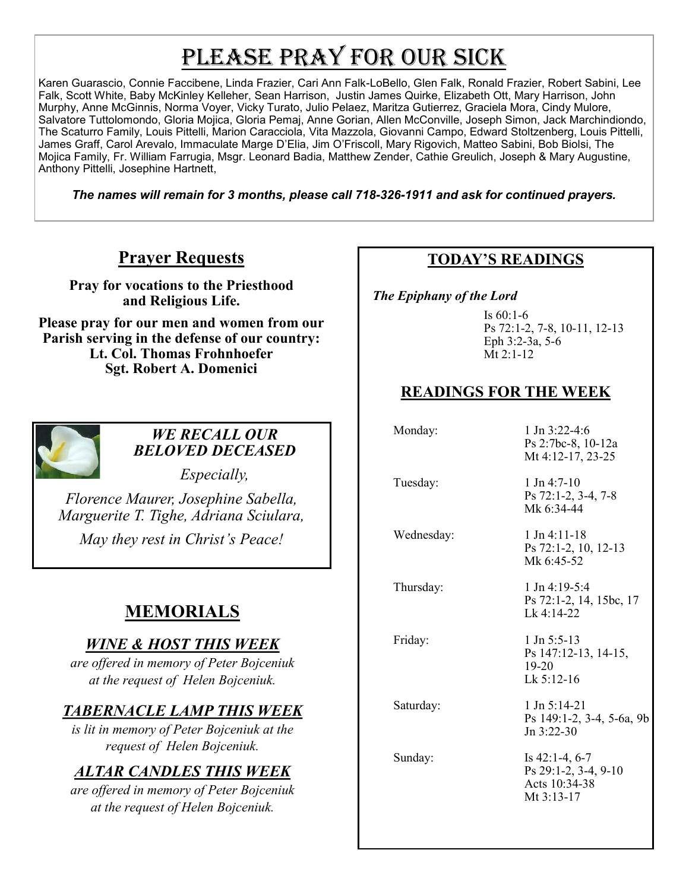# Please Pray for Our Sick

Karen Guarascio, Connie Faccibene, Linda Frazier, Cari Ann Falk-LoBello, Glen Falk, Ronald Frazier, Robert Sabini, Lee Falk, Scott White, Baby McKinley Kelleher, Sean Harrison, Justin James Quirke, Elizabeth Ott, Mary Harrison, John Murphy, Anne McGinnis, Norma Voyer, Vicky Turato, Julio Pelaez, Maritza Gutierrez, Graciela Mora, Cindy Mulore, Salvatore Tuttolomondo, Gloria Mojica, Gloria Pemaj, Anne Gorian, Allen McConville, Joseph Simon, Jack Marchindiondo, The Scaturro Family, Louis Pittelli, Marion Caracciola, Vita Mazzola, Giovanni Campo, Edward Stoltzenberg, Louis Pittelli, James Graff, Carol Arevalo, Immaculate Marge D'Elia, Jim O'Friscoll, Mary Rigovich, Matteo Sabini, Bob Biolsi, The Mojica Family, Fr. William Farrugia, Msgr. Leonard Badia, Matthew Zender, Cathie Greulich, Joseph & Mary Augustine, Anthony Pittelli, Josephine Hartnett,

***The names will remain for 3 months, please call 718-326-1911 and ask for continued prayers.***

## Prayer Requests

**Pray for vocations to the Priesthood and Religious Life.**

**Please pray for our men and women from our Parish serving in the defense of our country:**
**Lt. Col. Thomas Frohnhoefer**
**Sgt. Robert A. Domenici**

***WE RECALL OUR BELOVED DECEASED***

*Especially,*

*Florence Maurer, Josephine Sabella, Marguerite T. Tighe, Adriana Sciulara,*

*May they rest in Christ's Peace!*

## MEMORIALS

### *WINE & HOST THIS WEEK*

*are offered in memory of Peter Bojceniuk at the request of Helen Bojceniuk.*

### *TABERNACLE LAMP THIS WEEK*

*is lit in memory of Peter Bojceniuk at the request of Helen Bojceniuk.*

### *ALTAR CANDLES THIS WEEK*

*are offered in memory of Peter Bojceniuk at the request of Helen Bojceniuk.*

## TODAY'S READINGS

*The Epiphany of the Lord*

Is 60:1-6
Ps 72:1-2, 7-8, 10-11, 12-13
Eph 3:2-3a, 5-6
Mt 2:1-12

## READINGS FOR THE WEEK

| | |
|---|---|
| Monday: | 1 Jn 3:22-4:6<br>Ps 2:7bc-8, 10-12a<br>Mt 4:12-17, 23-25 |
| Tuesday: | 1 Jn 4:7-10<br>Ps 72:1-2, 3-4, 7-8<br>Mk 6:34-44 |
| Wednesday: | 1 Jn 4:11-18<br>Ps 72:1-2, 10, 12-13<br>Mk 6:45-52 |
| Thursday: | 1 Jn 4:19-5:4<br>Ps 72:1-2, 14, 15bc, 17<br>Lk 4:14-22 |
| Friday: | 1 Jn 5:5-13<br>Ps 147:12-13, 14-15, 19-20<br>Lk 5:12-16 |
| Saturday: | 1 Jn 5:14-21<br>Ps 149:1-2, 3-4, 5-6a, 9b<br>Jn 3:22-30 |
| Sunday: | Is 42:1-4, 6-7<br>Ps 29:1-2, 3-4, 9-10<br>Acts 10:34-38<br>Mt 3:13-17 |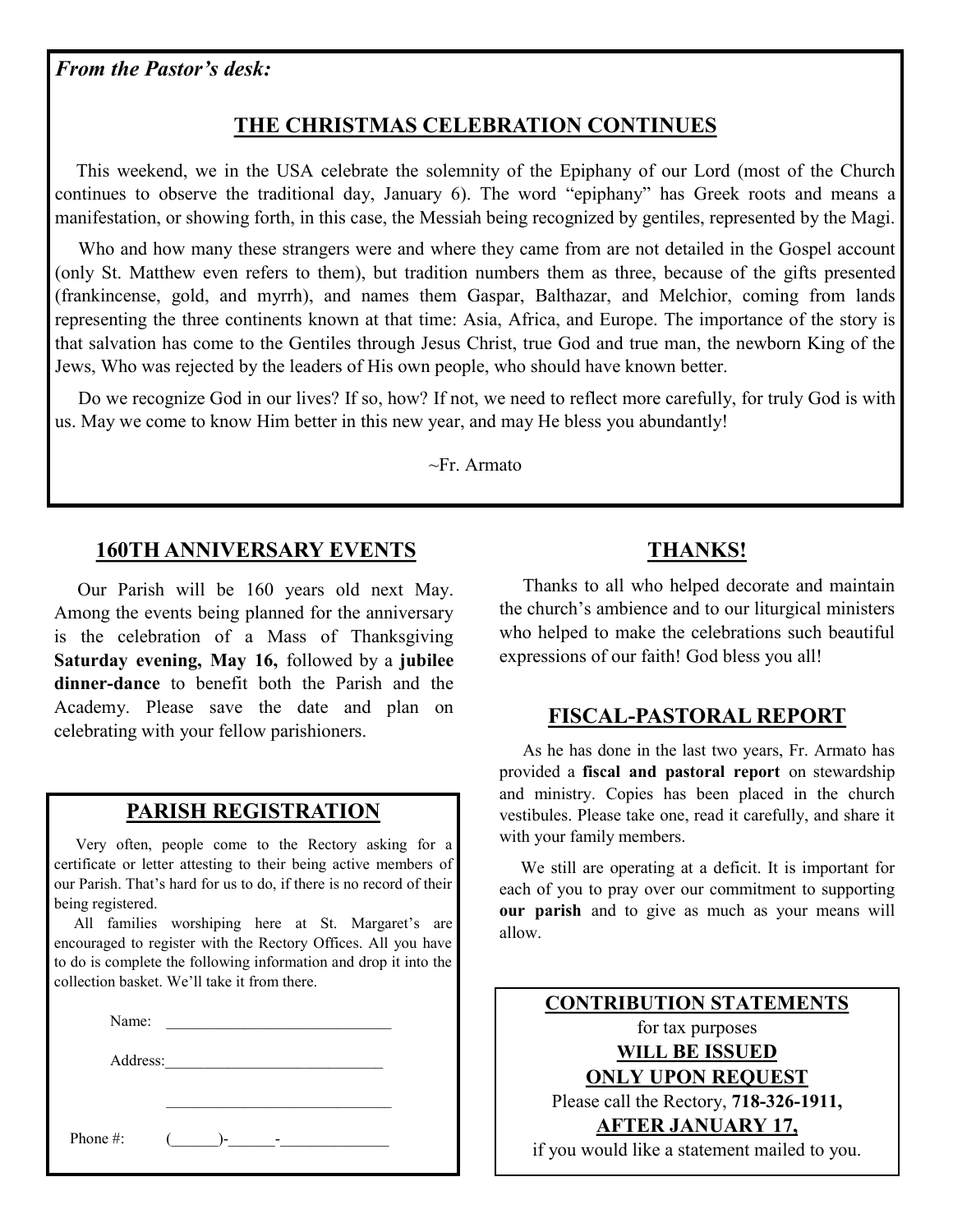*From the Pastor's desk:*

## THE CHRISTMAS CELEBRATION CONTINUES

This weekend, we in the USA celebrate the solemnity of the Epiphany of our Lord (most of the Church continues to observe the traditional day, January 6). The word "epiphany" has Greek roots and means a manifestation, or showing forth, in this case, the Messiah being recognized by gentiles, represented by the Magi.

Who and how many these strangers were and where they came from are not detailed in the Gospel account (only St. Matthew even refers to them), but tradition numbers them as three, because of the gifts presented (frankincense, gold, and myrrh), and names them Gaspar, Balthazar, and Melchior, coming from lands representing the three continents known at that time: Asia, Africa, and Europe. The importance of the story is that salvation has come to the Gentiles through Jesus Christ, true God and true man, the newborn King of the Jews, Who was rejected by the leaders of His own people, who should have known better.

Do we recognize God in our lives? If so, how? If not, we need to reflect more carefully, for truly God is with us. May we come to know Him better in this new year, and may He bless you abundantly!

~Fr. Armato

## 160TH ANNIVERSARY EVENTS

Our Parish will be 160 years old next May. Among the events being planned for the anniversary is the celebration of a Mass of Thanksgiving **Saturday evening, May 16,** followed by a **jubilee dinner-dance** to benefit both the Parish and the Academy. Please save the date and plan on celebrating with your fellow parishioners.

## PARISH REGISTRATION

Very often, people come to the Rectory asking for a certificate or letter attesting to their being active members of our Parish. That's hard for us to do, if there is no record of their being registered.

All families worshiping here at St. Margaret's are encouraged to register with the Rectory Offices. All you have to do is complete the following information and drop it into the collection basket. We'll take it from there.

Name: ______________________________

Address: ____________________________

______________________________

Phone #: (______)-______-______________

## THANKS!

Thanks to all who helped decorate and maintain the church's ambience and to our liturgical ministers who helped to make the celebrations such beautiful expressions of our faith! God bless you all!

## FISCAL-PASTORAL REPORT

As he has done in the last two years, Fr. Armato has provided a **fiscal and pastoral report** on stewardship and ministry. Copies has been placed in the church vestibules. Please take one, read it carefully, and share it with your family members.

We still are operating at a deficit. It is important for each of you to pray over our commitment to supporting **our parish** and to give as much as your means will allow.

**CONTRIBUTION STATEMENTS**

for tax purposes

**WILL BE ISSUED**

**ONLY UPON REQUEST**

Please call the Rectory, **718-326-1911,**

**AFTER JANUARY 17,**

if you would like a statement mailed to you.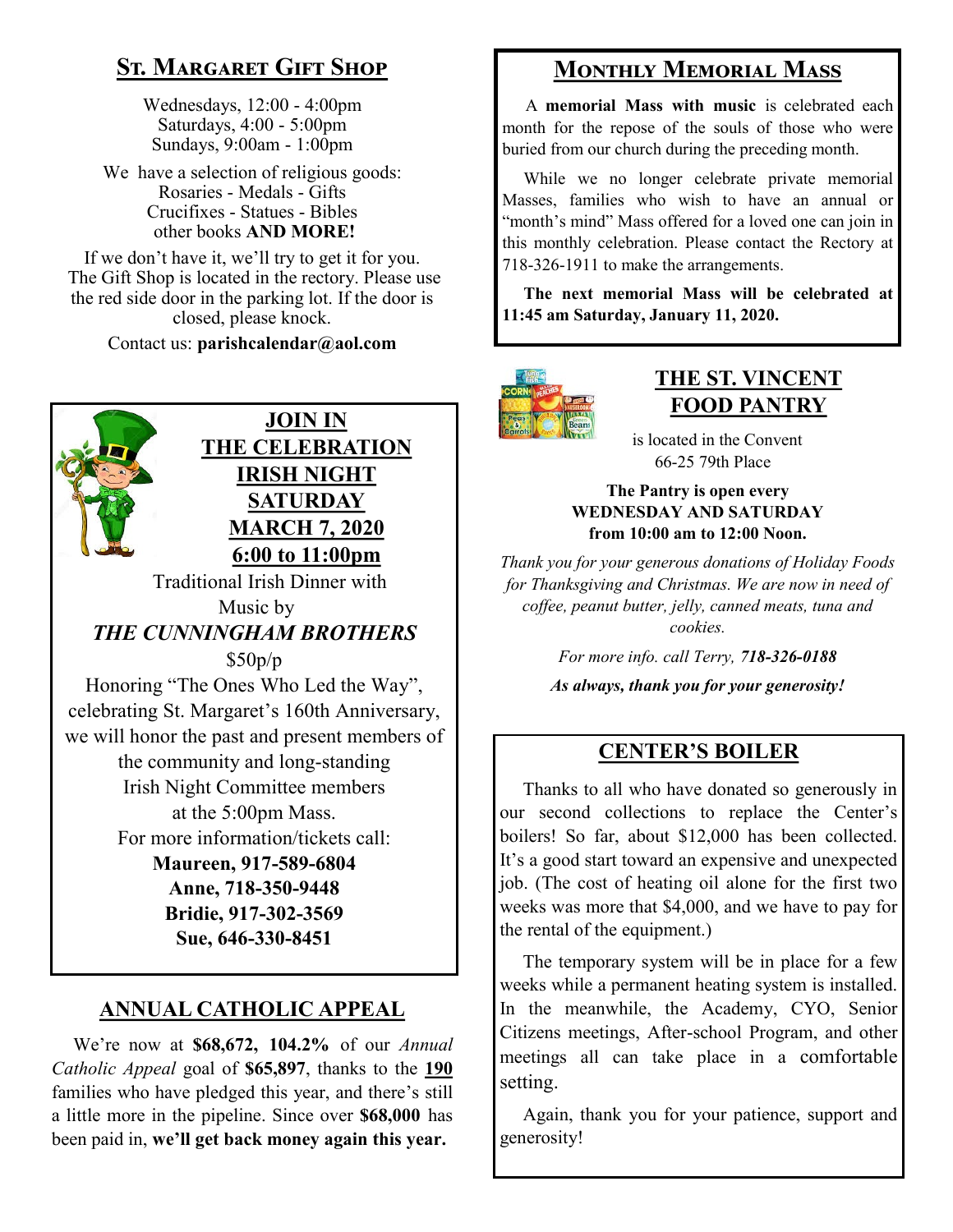## St. Margaret Gift Shop

Wednesdays, 12:00 - 4:00pm
Saturdays, 4:00 - 5:00pm
Sundays, 9:00am - 1:00pm

We have a selection of religious goods:
Rosaries - Medals - Gifts
Crucifixes - Statues - Bibles
other books **AND MORE!**

If we don't have it, we'll try to get it for you. The Gift Shop is located in the rectory. Please use the red side door in the parking lot. If the door is closed, please knock.

Contact us: **parishcalendar@aol.com**

## JOIN IN THE CELEBRATION IRISH NIGHT SATURDAY MARCH 7, 2020 6:00 to 11:00pm

Traditional Irish Dinner with Music by

***THE CUNNINGHAM BROTHERS***

$50p/p

Honoring "The Ones Who Led the Way", celebrating St. Margaret's 160th Anniversary, we will honor the past and present members of the community and long-standing Irish Night Committee members at the 5:00pm Mass.

For more information/tickets call:

**Maureen, 917-589-6804**
**Anne, 718-350-9448**
**Bridie, 917-302-3569**
**Sue, 646-330-8451**

## ANNUAL CATHOLIC APPEAL

We're now at **$68,672, 104.2%** of our *Annual Catholic Appeal* goal of **$65,897**, thanks to the **190** families who have pledged this year, and there's still a little more in the pipeline. Since over **$68,000** has been paid in, **we'll get back money again this year.**

## Monthly Memorial Mass

A **memorial Mass with music** is celebrated each month for the repose of the souls of those who were buried from our church during the preceding month.

While we no longer celebrate private memorial Masses, families who wish to have an annual or "month's mind" Mass offered for a loved one can join in this monthly celebration. Please contact the Rectory at 718-326-1911 to make the arrangements.

**The next memorial Mass will be celebrated at 11:45 am Saturday, January 11, 2020.**

## THE ST. VINCENT FOOD PANTRY

is located in the Convent
66-25 79th Place

**The Pantry is open every WEDNESDAY AND SATURDAY from 10:00 am to 12:00 Noon.**

*Thank you for your generous donations of Holiday Foods for Thanksgiving and Christmas. We are now in need of coffee, peanut butter, jelly, canned meats, tuna and cookies.*

*For more info. call Terry, **718-326-0188***

***As always, thank you for your generosity!***

## CENTER'S BOILER

Thanks to all who have donated so generously in our second collections to replace the Center's boilers! So far, about $12,000 has been collected. It's a good start toward an expensive and unexpected job. (The cost of heating oil alone for the first two weeks was more that $4,000, and we have to pay for the rental of the equipment.)

The temporary system will be in place for a few weeks while a permanent heating system is installed. In the meanwhile, the Academy, CYO, Senior Citizens meetings, After-school Program, and other meetings all can take place in a comfortable setting.

Again, thank you for your patience, support and generosity!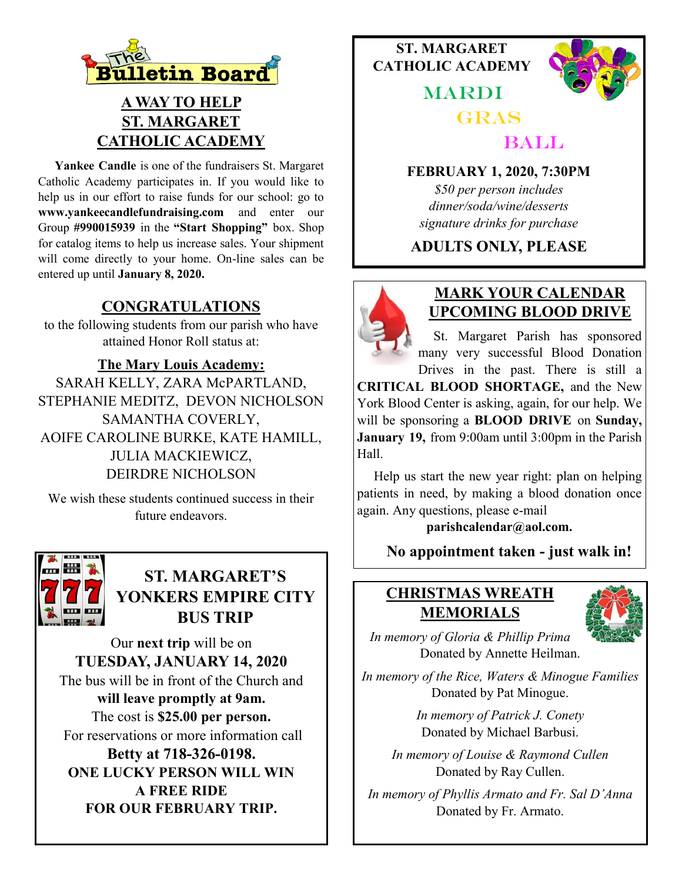The Bulletin Board

## A WAY TO HELP ST. MARGARET CATHOLIC ACADEMY

**Yankee Candle** is one of the fundraisers St. Margaret Catholic Academy participates in. If you would like to help us in our effort to raise funds for our school: go to **www.yankeecandlefundraising.com** and enter our Group **#990015939** in the **"Start Shopping"** box. Shop for catalog items to help us increase sales. Your shipment will come directly to your home. On-line sales can be entered up until **January 8, 2020.**

## CONGRATULATIONS

to the following students from our parish who have attained Honor Roll status at:

**The Mary Louis Academy:**

SARAH KELLY, ZARA McPARTLAND,
STEPHANIE MEDITZ, DEVON NICHOLSON
SAMANTHA COVERLY,
AOIFE CAROLINE BURKE, KATE HAMILL,
JULIA MACKIEWICZ,
DEIRDRE NICHOLSON

We wish these students continued success in their future endeavors.

## ST. MARGARET'S YONKERS EMPIRE CITY BUS TRIP

Our **next trip** will be on
**TUESDAY, JANUARY 14, 2020**
The bus will be in front of the Church and
**will leave promptly at 9am.**
The cost is **$25.00 per person.**
For reservations or more information call
**Betty at 718-326-0198.**
**ONE LUCKY PERSON WILL WIN A FREE RIDE FOR OUR FEBRUARY TRIP.**

## ST. MARGARET CATHOLIC ACADEMY

# MARDI GRAS BALL

**FEBRUARY 1, 2020, 7:30PM**

*$50 per person includes dinner/soda/wine/desserts signature drinks for purchase*

**ADULTS ONLY, PLEASE**

## MARK YOUR CALENDAR UPCOMING BLOOD DRIVE

St. Margaret Parish has sponsored many very successful Blood Donation Drives in the past. There is still a **CRITICAL BLOOD SHORTAGE,** and the New York Blood Center is asking, again, for our help. We will be sponsoring a **BLOOD DRIVE** on **Sunday, January 19,** from 9:00am until 3:00pm in the Parish Hall.

Help us start the new year right: plan on helping patients in need, by making a blood donation once again. Any questions, please e-mail **parishcalendar@aol.com.**

**No appointment taken - just walk in!**

## CHRISTMAS WREATH MEMORIALS

*In memory of Gloria & Phillip Prima*
Donated by Annette Heilman.

*In memory of the Rice, Waters & Minogue Families*
Donated by Pat Minogue.

*In memory of Patrick J. Conety*
Donated by Michael Barbusi.

*In memory of Louise & Raymond Cullen*
Donated by Ray Cullen.

*In memory of Phyllis Armato and Fr. Sal D'Anna*
Donated by Fr. Armato.